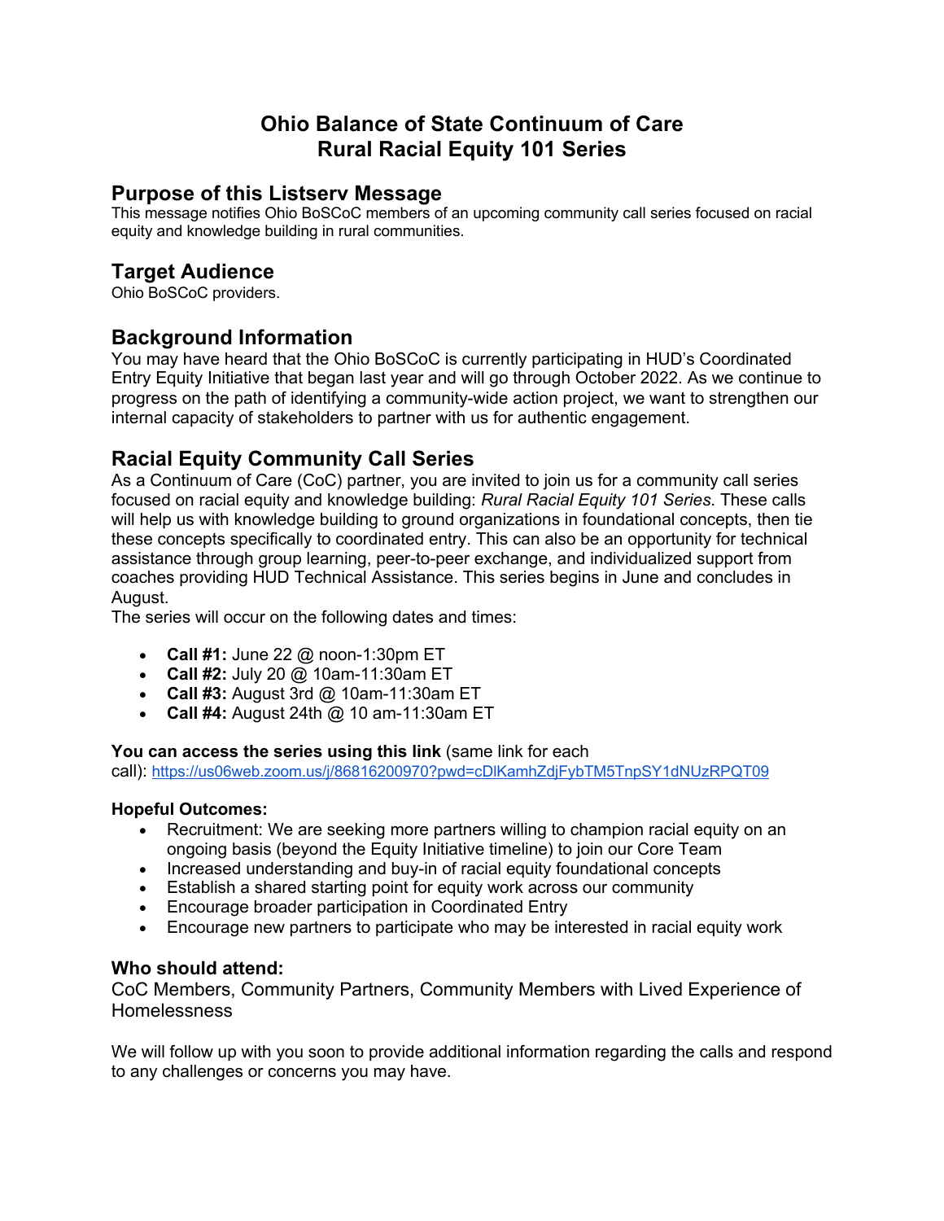# Ohio Balance of State Continuum of Care
# Rural Racial Equity 101 Series

## Purpose of this Listserv Message

This message notifies Ohio BoSCoC members of an upcoming community call series focused on racial equity and knowledge building in rural communities.

## Target Audience

Ohio BoSCoC providers.

## Background Information

You may have heard that the Ohio BoSCoC is currently participating in HUD's Coordinated Entry Equity Initiative that began last year and will go through October 2022. As we continue to progress on the path of identifying a community-wide action project, we want to strengthen our internal capacity of stakeholders to partner with us for authentic engagement.

## Racial Equity Community Call Series

As a Continuum of Care (CoC) partner, you are invited to join us for a community call series focused on racial equity and knowledge building: *Rural Racial Equity 101 Series*. These calls will help us with knowledge building to ground organizations in foundational concepts, then tie these concepts specifically to coordinated entry. This can also be an opportunity for technical assistance through group learning, peer-to-peer exchange, and individualized support from coaches providing HUD Technical Assistance. This series begins in June and concludes in August.

The series will occur on the following dates and times:

- **Call #1:** June 22 @ noon-1:30pm ET
- **Call #2:** July 20 @ 10am-11:30am ET
- **Call #3:** August 3rd @ 10am-11:30am ET
- **Call #4:** August 24th @ 10 am-11:30am ET

**You can access the series using this link** (same link for each call): https://us06web.zoom.us/j/86816200970?pwd=cDlKamhZdjFybTM5TnpSY1dNUzRPQT09

**Hopeful Outcomes:**

- Recruitment: We are seeking more partners willing to champion racial equity on an ongoing basis (beyond the Equity Initiative timeline) to join our Core Team
- Increased understanding and buy-in of racial equity foundational concepts
- Establish a shared starting point for equity work across our community
- Encourage broader participation in Coordinated Entry
- Encourage new partners to participate who may be interested in racial equity work

**Who should attend:**

CoC Members, Community Partners, Community Members with Lived Experience of Homelessness

We will follow up with you soon to provide additional information regarding the calls and respond to any challenges or concerns you may have.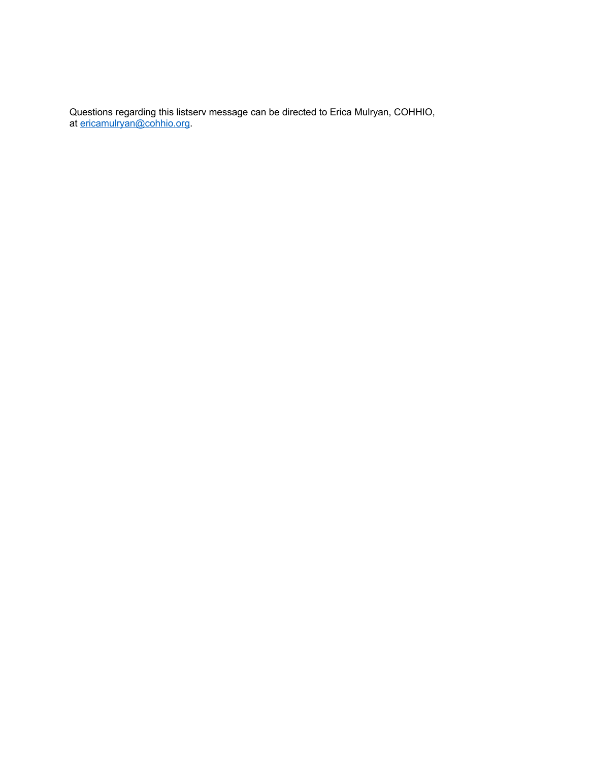Questions regarding this listserv message can be directed to Erica Mulryan, COHHIO, at ericamulryan@cohhio.org.